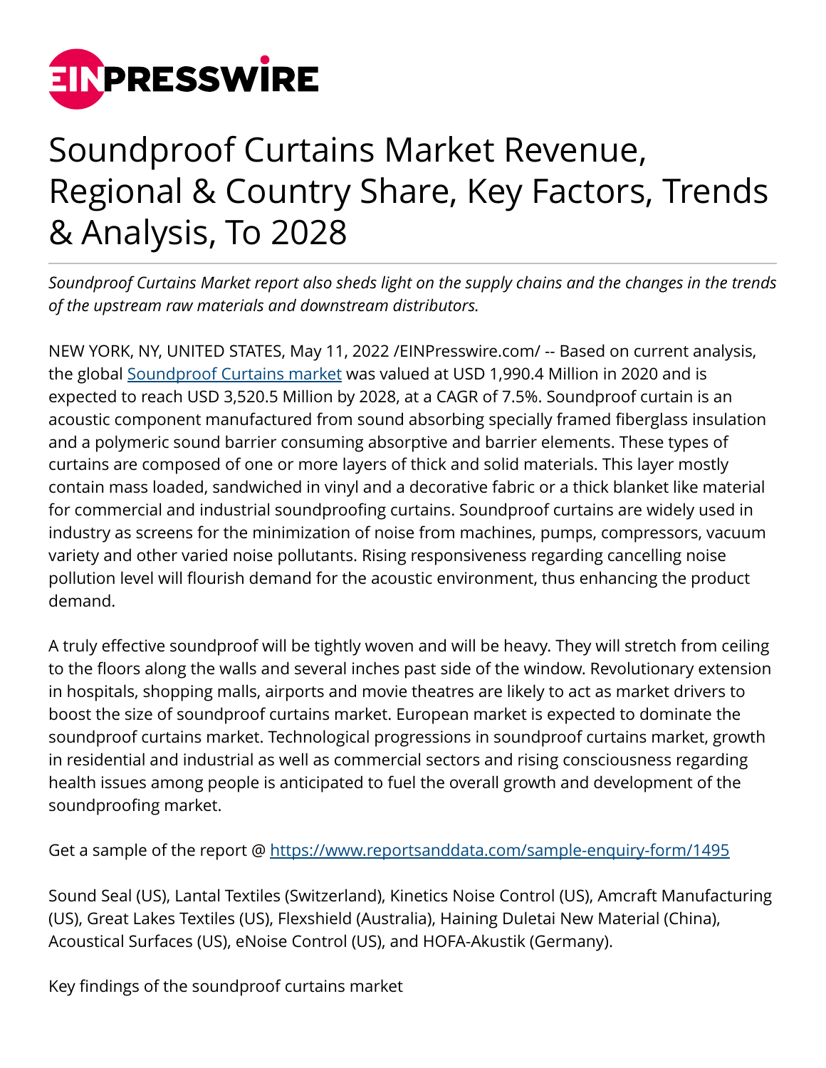# Soundproof Curtains Market Revenue, Regional & Country Share, Key Factors, Trends & Analysis, To 2028

*Soundproof Curtains Market report also sheds light on the supply chains and the changes in the trends of the upstream raw materials and downstream distributors.*

NEW YORK, NY, UNITED STATES, May 11, 2022 /EINPresswire.com/ -- Based on current analysis, the global Soundproof Curtains market was valued at USD 1,990.4 Million in 2020 and is expected to reach USD 3,520.5 Million by 2028, at a CAGR of 7.5%. Soundproof curtain is an acoustic component manufactured from sound absorbing specially framed fiberglass insulation and a polymeric sound barrier consuming absorptive and barrier elements. These types of curtains are composed of one or more layers of thick and solid materials. This layer mostly contain mass loaded, sandwiched in vinyl and a decorative fabric or a thick blanket like material for commercial and industrial soundproofing curtains. Soundproof curtains are widely used in industry as screens for the minimization of noise from machines, pumps, compressors, vacuum variety and other varied noise pollutants. Rising responsiveness regarding cancelling noise pollution level will flourish demand for the acoustic environment, thus enhancing the product demand.

A truly effective soundproof will be tightly woven and will be heavy. They will stretch from ceiling to the floors along the walls and several inches past side of the window. Revolutionary extension in hospitals, shopping malls, airports and movie theatres are likely to act as market drivers to boost the size of soundproof curtains market. European market is expected to dominate the soundproof curtains market. Technological progressions in soundproof curtains market, growth in residential and industrial as well as commercial sectors and rising consciousness regarding health issues among people is anticipated to fuel the overall growth and development of the soundproofing market.

Get a sample of the report @ https://www.reportsanddata.com/sample-enquiry-form/1495

Sound Seal (US), Lantal Textiles (Switzerland), Kinetics Noise Control (US), Amcraft Manufacturing (US), Great Lakes Textiles (US), Flexshield (Australia), Haining Duletai New Material (China), Acoustical Surfaces (US), eNoise Control (US), and HOFA-Akustik (Germany).

Key findings of the soundproof curtains market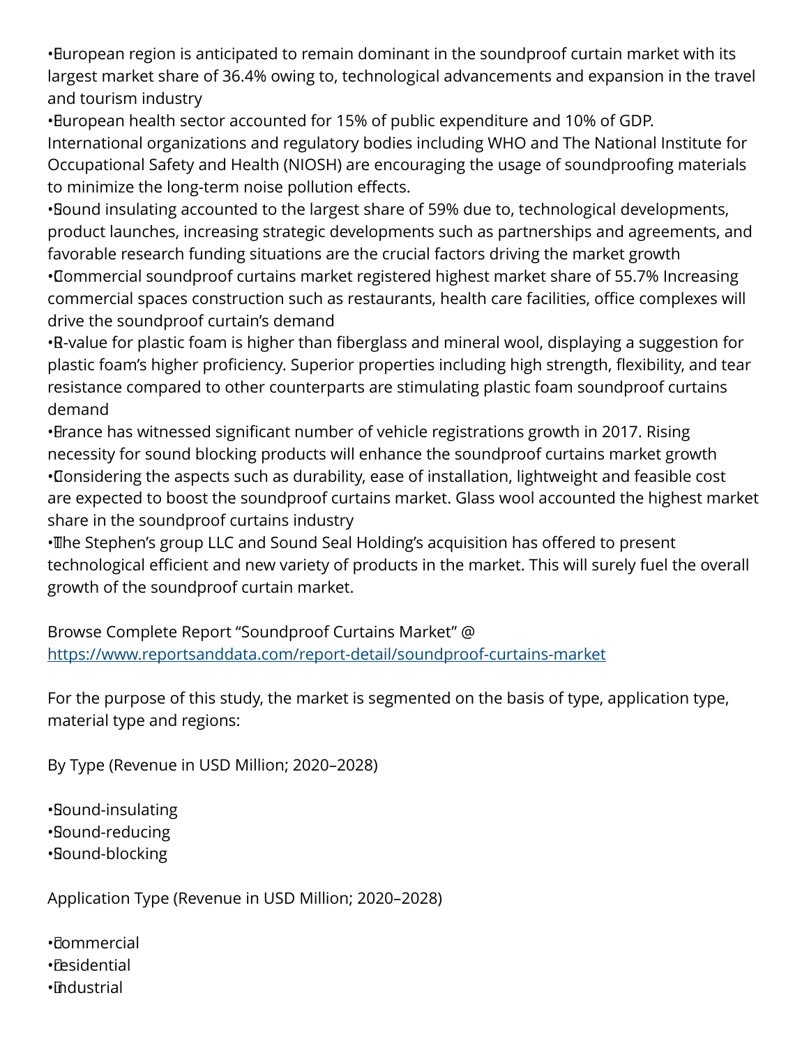- European region is anticipated to remain dominant in the soundproof curtain market with its largest market share of 36.4% owing to, technological advancements and expansion in the travel and tourism industry
- European health sector accounted for 15% of public expenditure and 10% of GDP. International organizations and regulatory bodies including WHO and The National Institute for Occupational Safety and Health (NIOSH) are encouraging the usage of soundproofing materials to minimize the long-term noise pollution effects.
- Sound insulating accounted to the largest share of 59% due to, technological developments, product launches, increasing strategic developments such as partnerships and agreements, and favorable research funding situations are the crucial factors driving the market growth
- Commercial soundproof curtains market registered highest market share of 55.7% Increasing commercial spaces construction such as restaurants, health care facilities, office complexes will drive the soundproof curtain's demand
- R-value for plastic foam is higher than fiberglass and mineral wool, displaying a suggestion for plastic foam's higher proficiency. Superior properties including high strength, flexibility, and tear resistance compared to other counterparts are stimulating plastic foam soundproof curtains demand
- France has witnessed significant number of vehicle registrations growth in 2017. Rising necessity for sound blocking products will enhance the soundproof curtains market growth
- Considering the aspects such as durability, ease of installation, lightweight and feasible cost are expected to boost the soundproof curtains market. Glass wool accounted the highest market share in the soundproof curtains industry
- The Stephen's group LLC and Sound Seal Holding's acquisition has offered to present technological efficient and new variety of products in the market. This will surely fuel the overall growth of the soundproof curtain market.

Browse Complete Report "Soundproof Curtains Market" @ https://www.reportsanddata.com/report-detail/soundproof-curtains-market

For the purpose of this study, the market is segmented on the basis of type, application type, material type and regions:

By Type (Revenue in USD Million; 2020–2028)

- Sound-insulating
- Sound-reducing
- Sound-blocking

Application Type (Revenue in USD Million; 2020–2028)

- Commercial
- Residential
- Industrial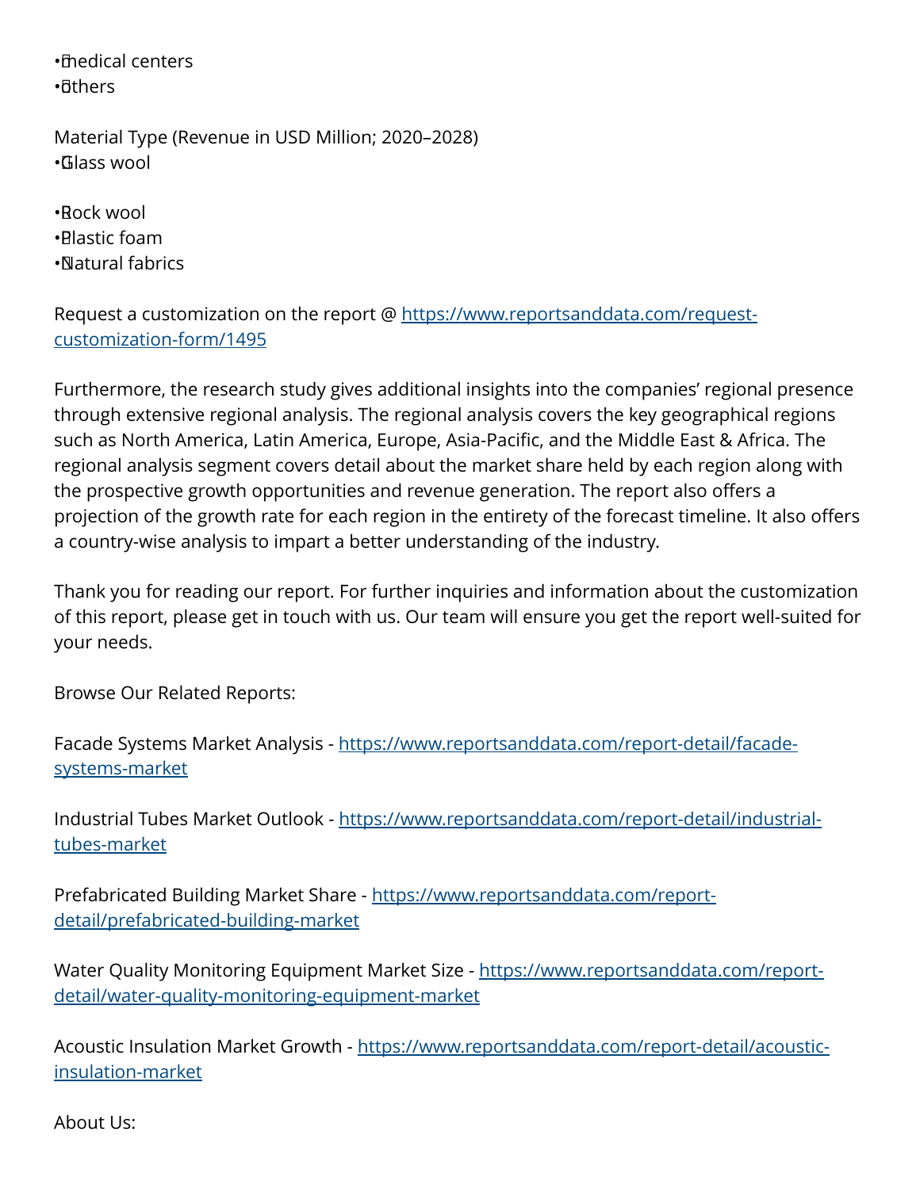- medical centers
- others

Material Type (Revenue in USD Million; 2020–2028)

- Glass wool
- Rock wool
- Plastic foam
- Natural fabrics

Request a customization on the report @ [https://www.reportsanddata.com/request-customization-form/1495](https://www.reportsanddata.com/request-customization-form/1495)

Furthermore, the research study gives additional insights into the companies' regional presence through extensive regional analysis. The regional analysis covers the key geographical regions such as North America, Latin America, Europe, Asia-Pacific, and the Middle East & Africa. The regional analysis segment covers detail about the market share held by each region along with the prospective growth opportunities and revenue generation. The report also offers a projection of the growth rate for each region in the entirety of the forecast timeline. It also offers a country-wise analysis to impart a better understanding of the industry.

Thank you for reading our report. For further inquiries and information about the customization of this report, please get in touch with us. Our team will ensure you get the report well-suited for your needs.

Browse Our Related Reports:

Facade Systems Market Analysis - [https://www.reportsanddata.com/report-detail/facade-systems-market](https://www.reportsanddata.com/report-detail/facade-systems-market)

Industrial Tubes Market Outlook - [https://www.reportsanddata.com/report-detail/industrial-tubes-market](https://www.reportsanddata.com/report-detail/industrial-tubes-market)

Prefabricated Building Market Share - [https://www.reportsanddata.com/report-detail/prefabricated-building-market](https://www.reportsanddata.com/report-detail/prefabricated-building-market)

Water Quality Monitoring Equipment Market Size - [https://www.reportsanddata.com/report-detail/water-quality-monitoring-equipment-market](https://www.reportsanddata.com/report-detail/water-quality-monitoring-equipment-market)

Acoustic Insulation Market Growth - [https://www.reportsanddata.com/report-detail/acoustic-insulation-market](https://www.reportsanddata.com/report-detail/acoustic-insulation-market)

About Us: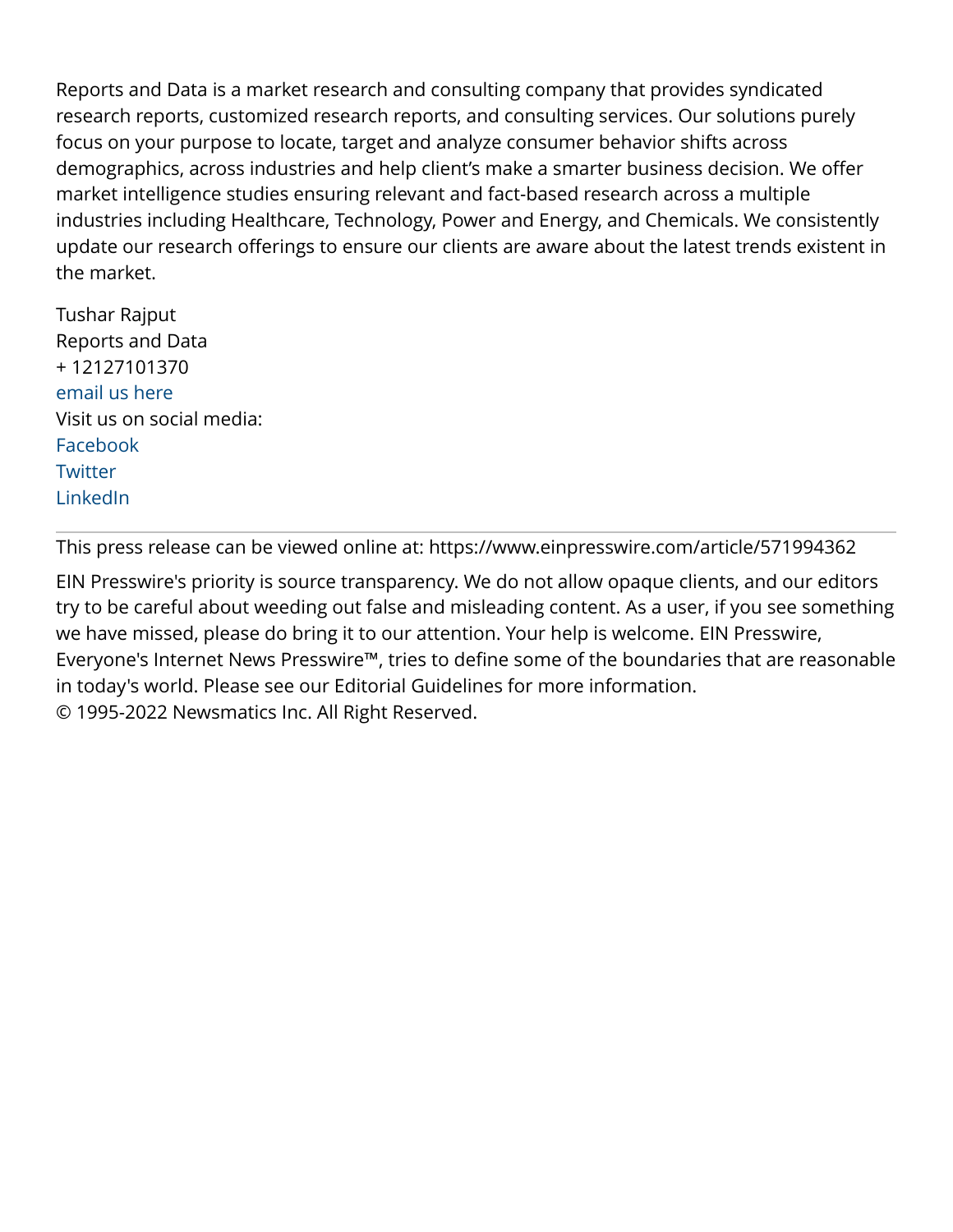Reports and Data is a market research and consulting company that provides syndicated research reports, customized research reports, and consulting services. Our solutions purely focus on your purpose to locate, target and analyze consumer behavior shifts across demographics, across industries and help client's make a smarter business decision. We offer market intelligence studies ensuring relevant and fact-based research across a multiple industries including Healthcare, Technology, Power and Energy, and Chemicals. We consistently update our research offerings to ensure our clients are aware about the latest trends existent in the market.

Tushar Rajput
Reports and Data
+ 12127101370
email us here
Visit us on social media:
Facebook
Twitter
LinkedIn

---

This press release can be viewed online at: https://www.einpresswire.com/article/571994362

EIN Presswire's priority is source transparency. We do not allow opaque clients, and our editors try to be careful about weeding out false and misleading content. As a user, if you see something we have missed, please do bring it to our attention. Your help is welcome. EIN Presswire, Everyone's Internet News Presswire™, tries to define some of the boundaries that are reasonable in today's world. Please see our Editorial Guidelines for more information.
© 1995-2022 Newsmatics Inc. All Right Reserved.